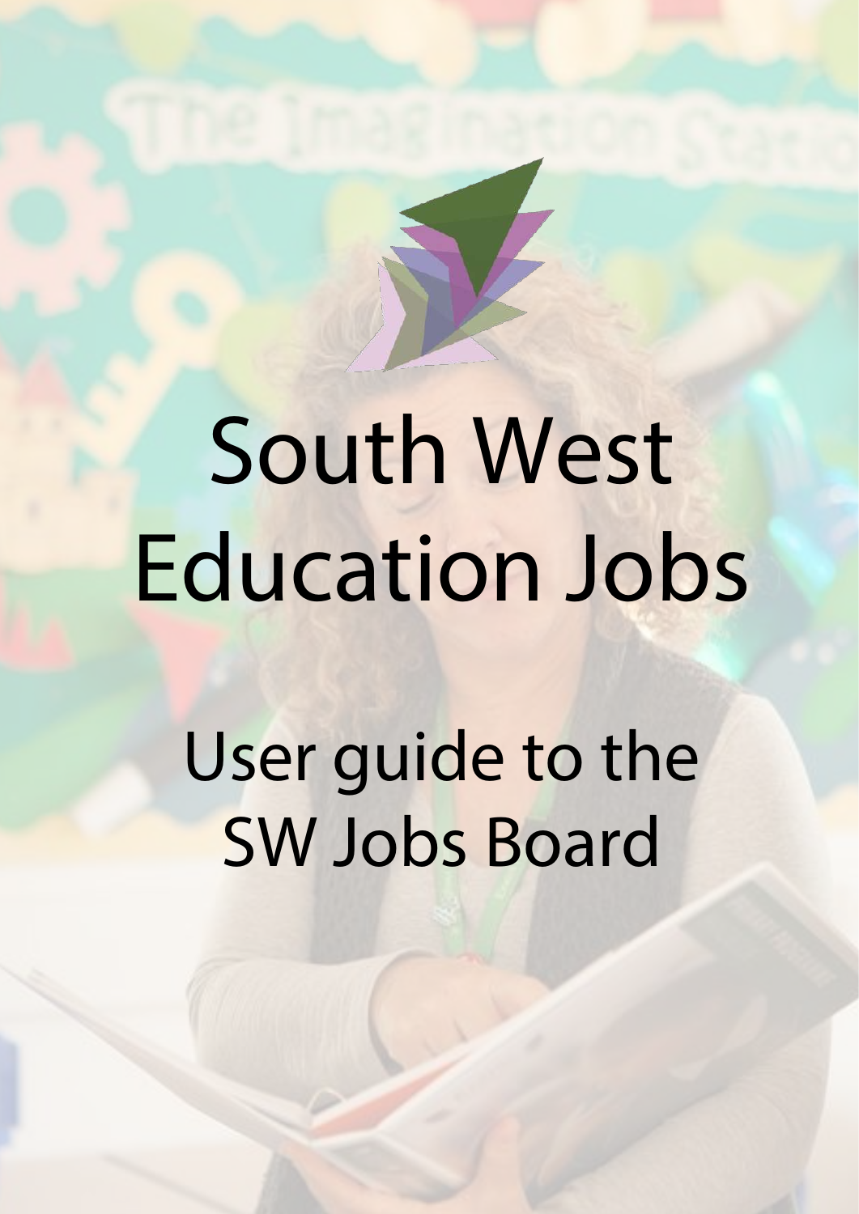# South West Education Jobs

## User guide to the SW Jobs Board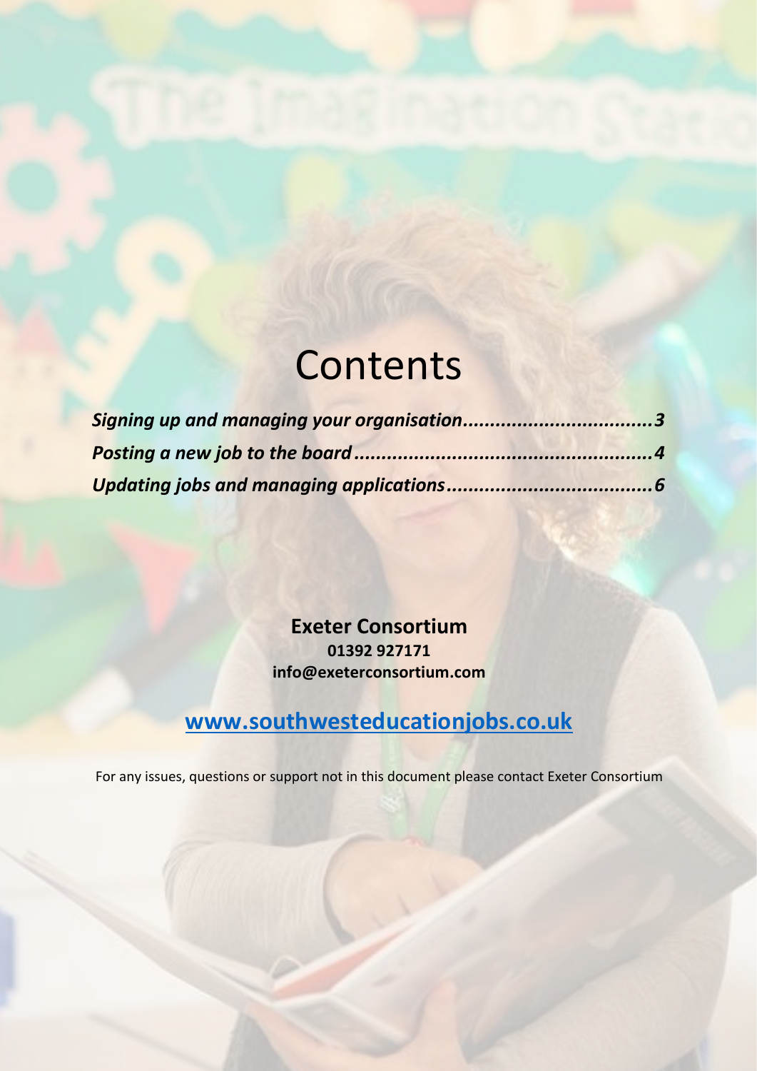# Contents

***Signing up and managing your organisation..................................3***
***Posting a new job to the board......................................................4***
***Updating jobs and managing applications......................................6***

**Exeter Consortium**
**01392 927171**
**info@exeterconsortium.com**

**www.southwesteducationjobs.co.uk**

For any issues, questions or support not in this document please contact Exeter Consortium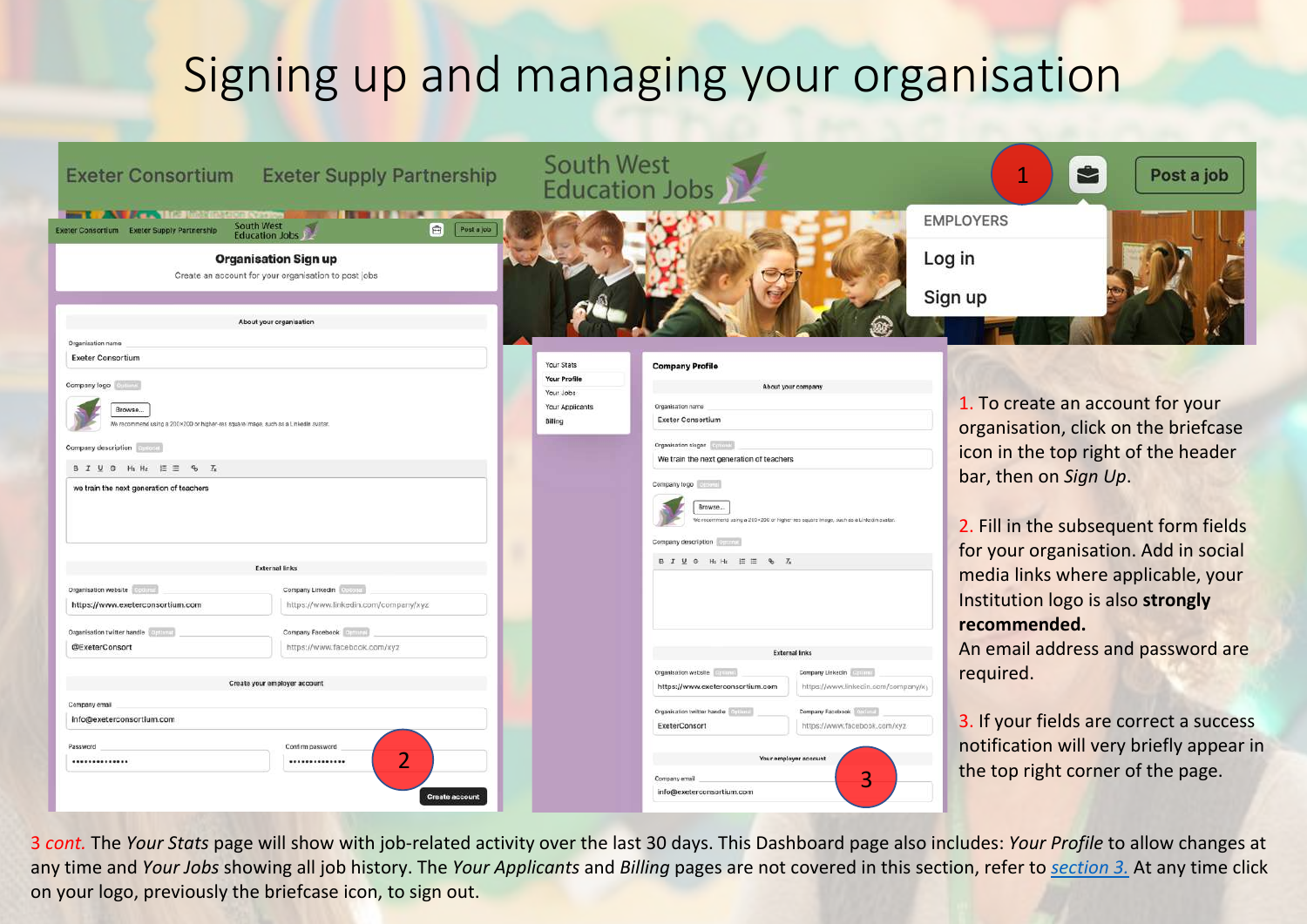# Signing up and managing your organisation

1. To create an account for your organisation, click on the briefcase icon in the top right of the header bar, then on *Sign Up*.

2. Fill in the subsequent form fields for your organisation. Add in social media links where applicable, your Institution logo is also **strongly recommended.** An email address and password are required.

3. If your fields are correct a success notification will very briefly appear in the top right corner of the page.

3 *cont.* The *Your Stats* page will show with job-related activity over the last 30 days. This Dashboard page also includes: *Your Profile* to allow changes at any time and *Your Jobs* showing all job history. The *Your Applicants* and *Billing* pages are not covered in this section, refer to [section 3.](#) At any time click on your logo, previously the briefcase icon, to sign out.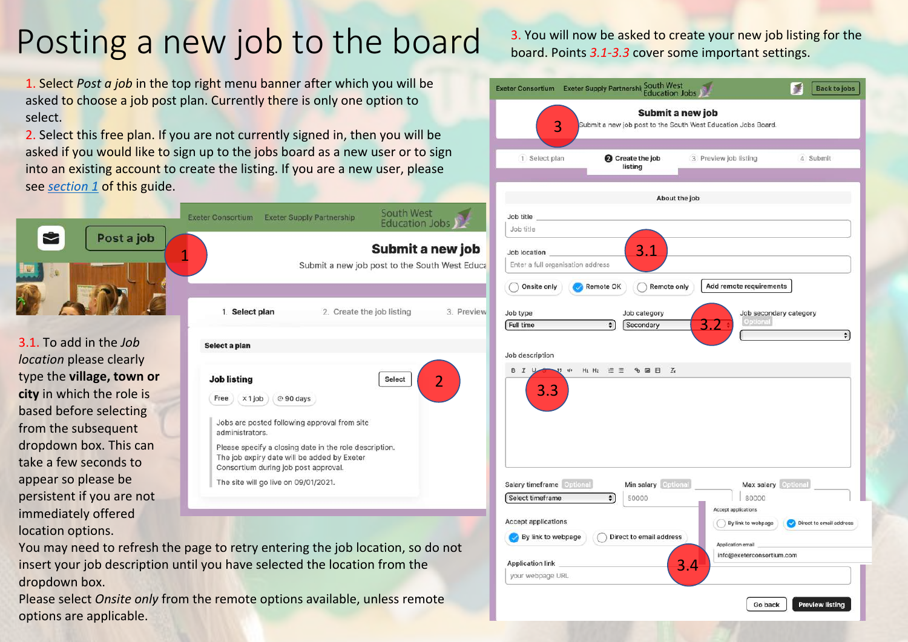# Posting a new job to the board

1. Select *Post a job* in the top right menu banner after which you will be asked to choose a job post plan. Currently there is only one option to select.

2. Select this free plan. If you are not currently signed in, then you will be asked if you would like to sign up to the jobs board as a new user or to sign into an existing account to create the listing. If you are a new user, please see [section 1](#) of this guide.

3. You will now be asked to create your new job listing for the board. Points *3.1-3.3* cover some important settings.

3.1. To add in the *Job location* please clearly type the **village, town or city** in which the role is based before selecting from the subsequent dropdown box. This can take a few seconds to appear so please be persistent if you are not immediately offered location options.

You may need to refresh the page to retry entering the job location, so do not insert your job description until you have selected the location from the dropdown box.

Please select *Onsite only* from the remote options available, unless remote options are applicable.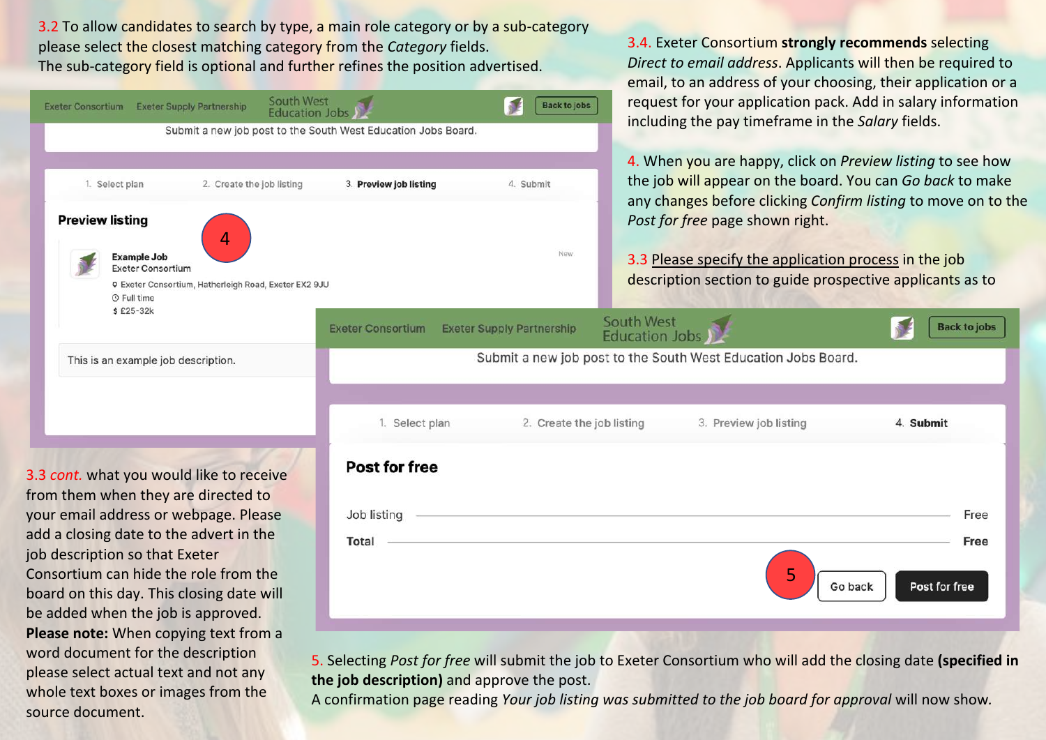3.2 To allow candidates to search by type, a main role category or by a sub-category please select the closest matching category from the *Category* fields. The sub-category field is optional and further refines the position advertised.

Exeter Consortium   Exeter Supply Partnership   South West Education Jobs   Back to jobs

Submit a new job post to the South West Education Jobs Board.

1. Select plan   2. Create the job listing   3. **Preview job listing**   4. Submit

**Preview listing**

4

**Example Job**
Exeter Consortium
Exeter Consortium, Hatherleigh Road, Exeter EX2 9JU
Full time
$ £25-32k

New

This is an example job description.

3.3 *cont.* what you would like to receive from them when they are directed to your email address or webpage. Please add a closing date to the advert in the job description so that Exeter Consortium can hide the role from the board on this day. This closing date will be added when the job is approved.
**Please note:** When copying text from a word document for the description please select actual text and not any whole text boxes or images from the source document.

3.4. Exeter Consortium **strongly recommends** selecting *Direct to email address*. Applicants will then be required to email, to an address of your choosing, their application or a request for your application pack. Add in salary information including the pay timeframe in the *Salary* fields.

4. When you are happy, click on *Preview listing* to see how the job will appear on the board. You can *Go back* to make any changes before clicking *Confirm listing* to move on to the *Post for free* page shown right.

3.3 Please specify the application process in the job description section to guide prospective applicants as to

Exeter Consortium   Exeter Supply Partnership   South West Education Jobs   Back to jobs

Submit a new job post to the South West Education Jobs Board.

1. Select plan   2. Create the job listing   3. Preview job listing   4. **Submit**

**Post for free**

| | |
|---|---|
| Job listing | Free |
| **Total** | **Free** |

5

Go back   **Post for free**

5. Selecting *Post for free* will submit the job to Exeter Consortium who will add the closing date **(specified in the job description)** and approve the post.
A confirmation page reading *Your job listing was submitted to the job board for approval* will now show.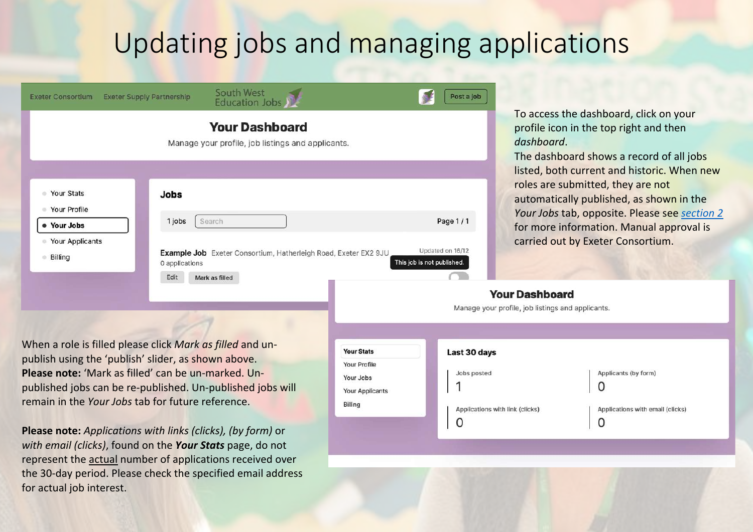# Updating jobs and managing applications

Exeter Consortium Exeter Supply Partnership South West Education Jobs Post a job

**Your Dashboard**

Manage your profile, job listings and applicants.

- Your Stats
- Your Profile
- **Your Jobs**
- Your Applicants
- Billing

**Jobs**

1 jobs Search Page 1 / 1

**Example Job** Exeter Consortium, Hatherleigh Road, Exeter EX2 9JU
0 applications
Updated on 16/12
This job is not published.
Edit Mark as filled

To access the dashboard, click on your profile icon in the top right and then *dashboard*.
The dashboard shows a record of all jobs listed, both current and historic. When new roles are submitted, they are not automatically published, as shown in the *Your Jobs* tab, opposite. Please see [section 2](#) for more information. Manual approval is carried out by Exeter Consortium.

**Your Dashboard**

Manage your profile, job listings and applicants.

- **Your Stats**
- Your Profile
- Your Jobs
- Your Applicants
- Billing

**Last 30 days**

Jobs posted
1

Applicants (by form)
0

Applications with link (clicks)
0

Applications with email (clicks)
0

When a role is filled please click *Mark as filled* and un-publish using the 'publish' slider, as shown above.
**Please note:** 'Mark as filled' can be un-marked. Un-published jobs can be re-published. Un-published jobs will remain in the *Your Jobs* tab for future reference.

**Please note:** *Applications with links (clicks), (by form)* or *with email (clicks)*, found on the ***Your Stats*** page, do not represent the actual number of applications received over the 30-day period. Please check the specified email address for actual job interest.